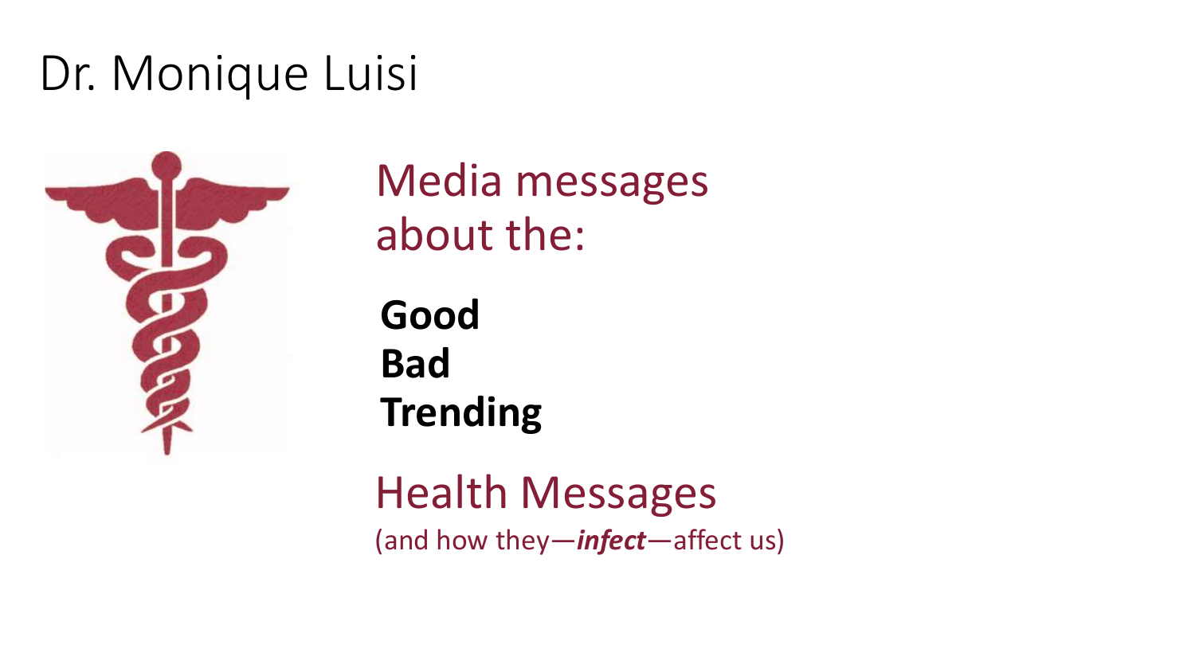# Dr. Monique Luisi

Media messages about the:

**Good**
**Bad**
**Trending**

## Health Messages

(and how they—***infect***—affect us)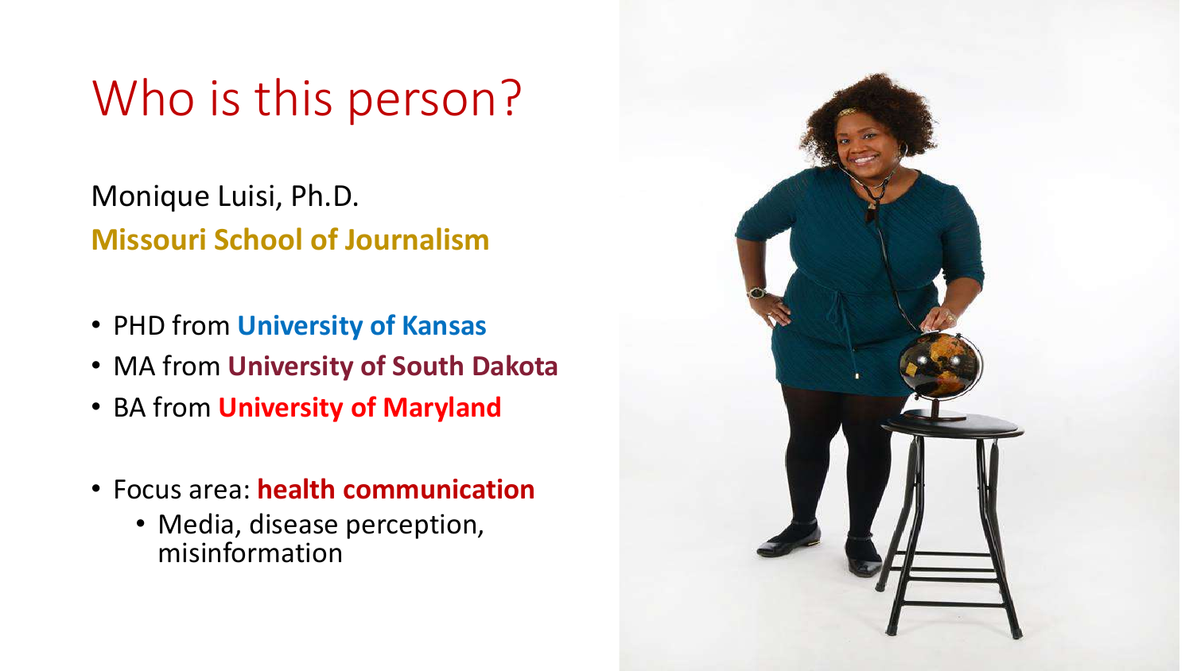# Who is this person?

Monique Luisi, Ph.D.

**Missouri School of Journalism**

- PHD from **University of Kansas**
- MA from **University of South Dakota**
- BA from **University of Maryland**

- Focus area: **health communication**
  - Media, disease perception, misinformation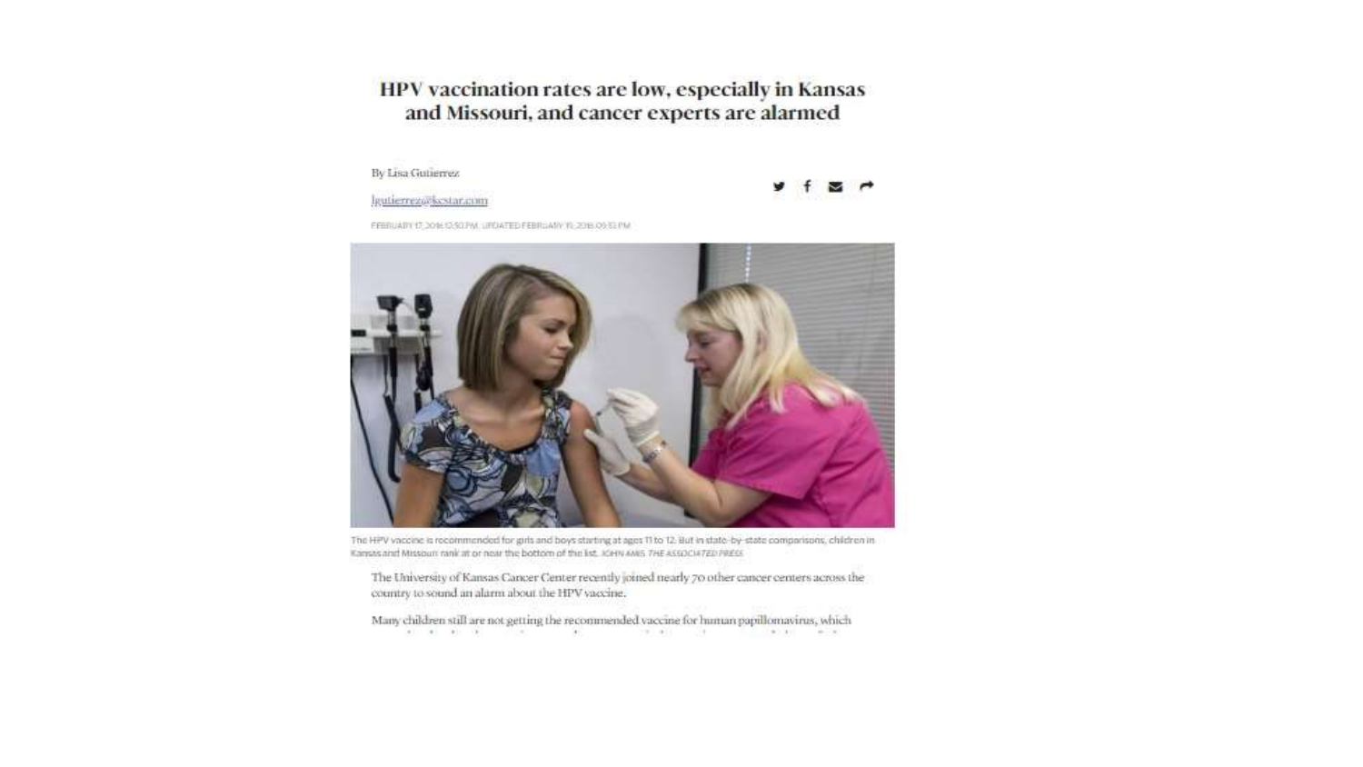# HPV vaccination rates are low, especially in Kansas and Missouri, and cancer experts are alarmed

By Lisa Gutierrez

lgutierrez@kcstar.com

FEBRUARY 17, 2016 12:50 PM, UPDATED FEBRUARY 19, 2016 09:51 PM

The HPV vaccine is recommended for girls and boys starting at ages 11 to 12. But in state-by-state comparisons, children in Kansas and Missouri rank at or near the bottom of the list. JOHN AMIS *THE ASSOCIATED PRESS*

The University of Kansas Cancer Center recently joined nearly 70 other cancer centers across the country to sound an alarm about the HPV vaccine.

Many children still are not getting the recommended vaccine for human papillomavirus, which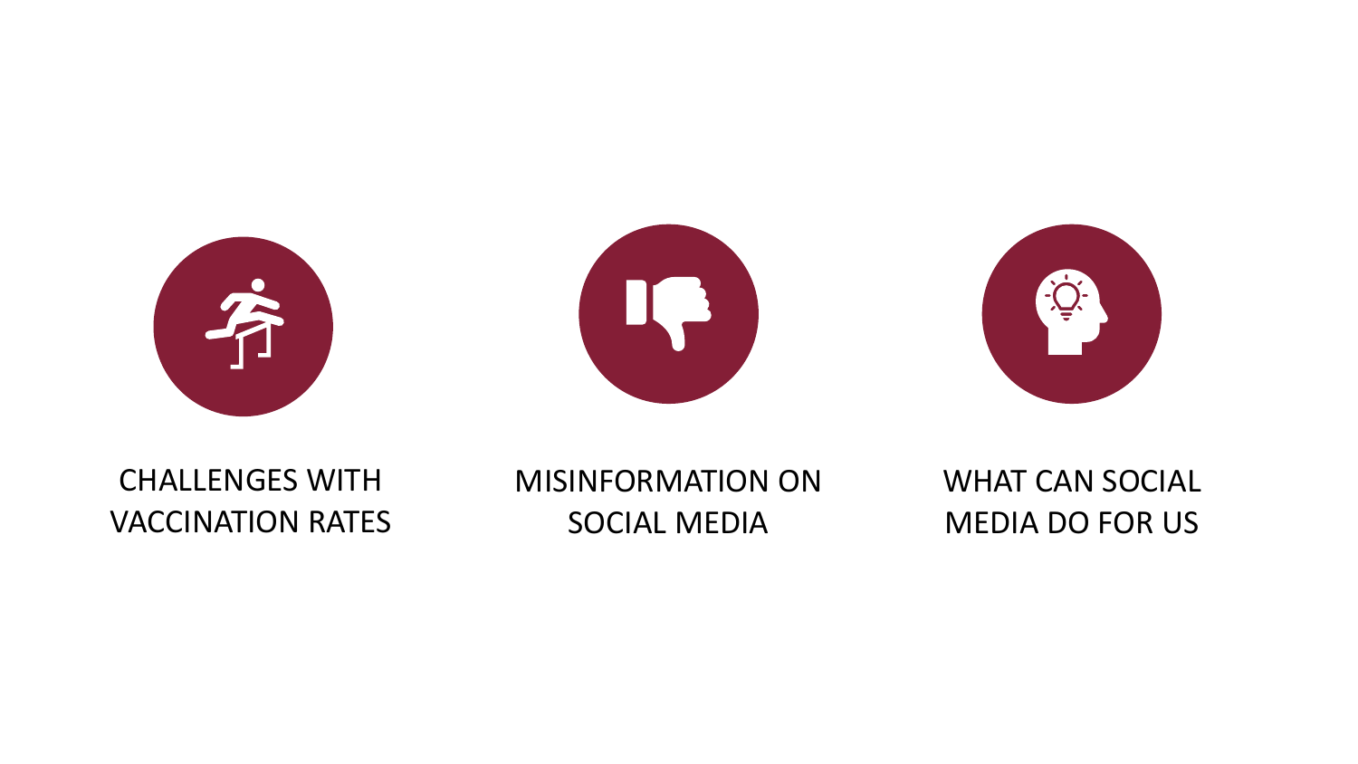CHALLENGES WITH VACCINATION RATES

MISINFORMATION ON SOCIAL MEDIA

WHAT CAN SOCIAL MEDIA DO FOR US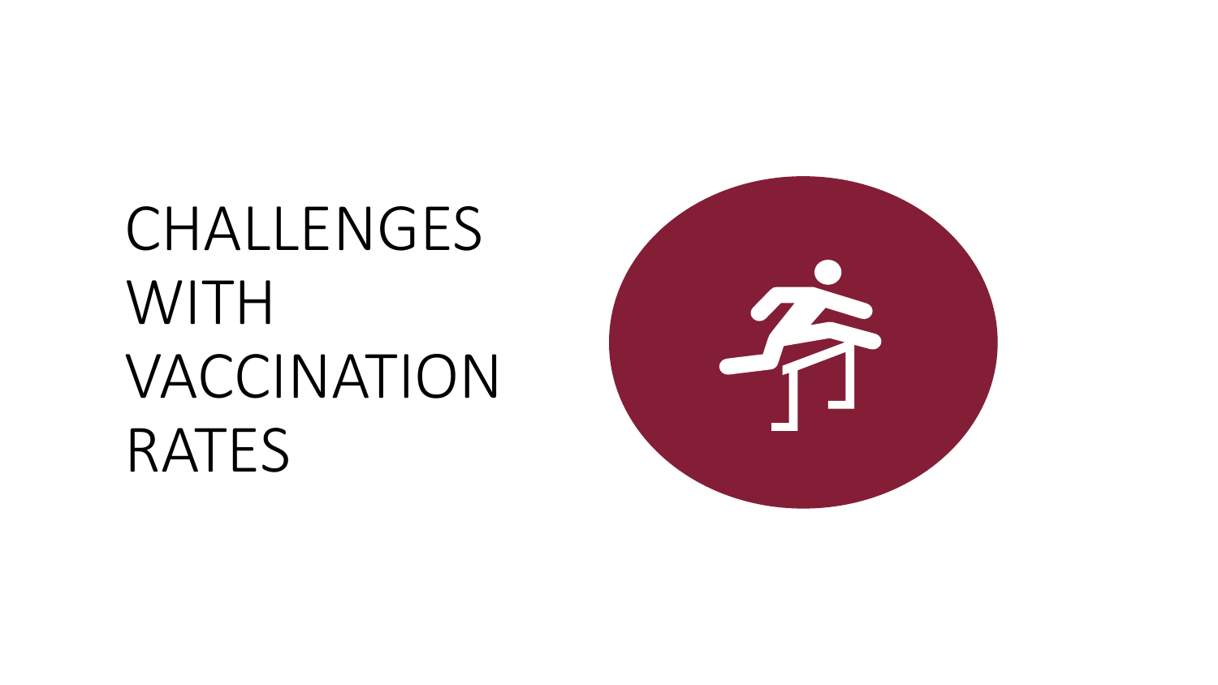# CHALLENGES WITH VACCINATION RATES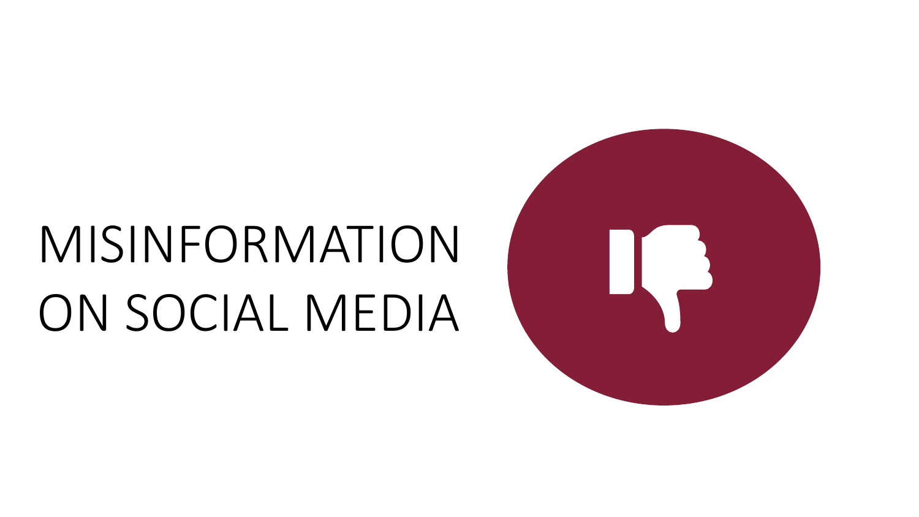# MISINFORMATION ON SOCIAL MEDIA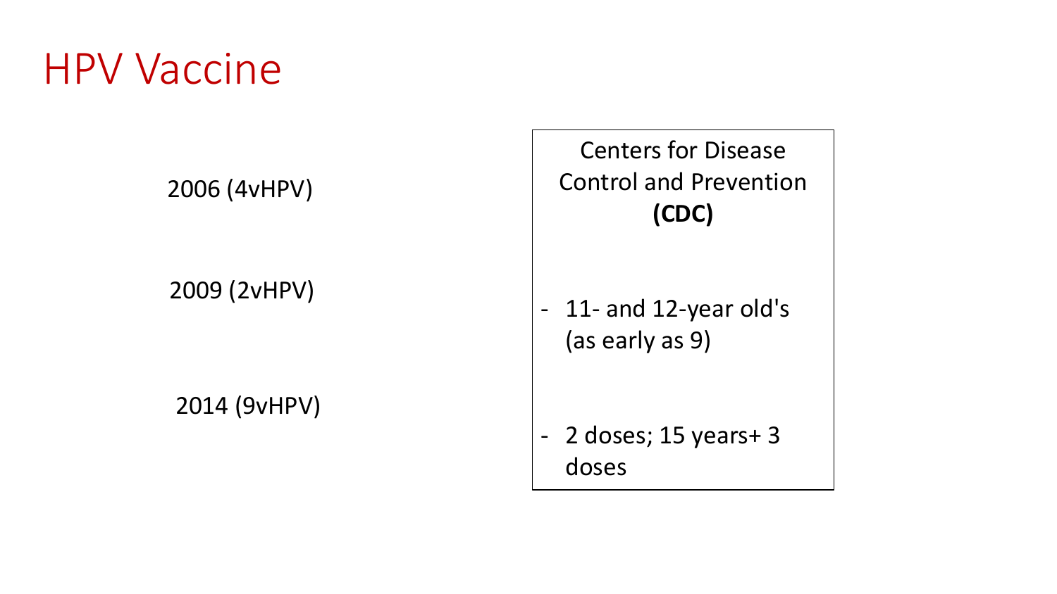# HPV Vaccine

2006 (4vHPV)

2009 (2vHPV)

2014 (9vHPV)

Centers for Disease Control and Prevention **(CDC)**

- 11- and 12-year old's (as early as 9)
- 2 doses; 15 years+ 3 doses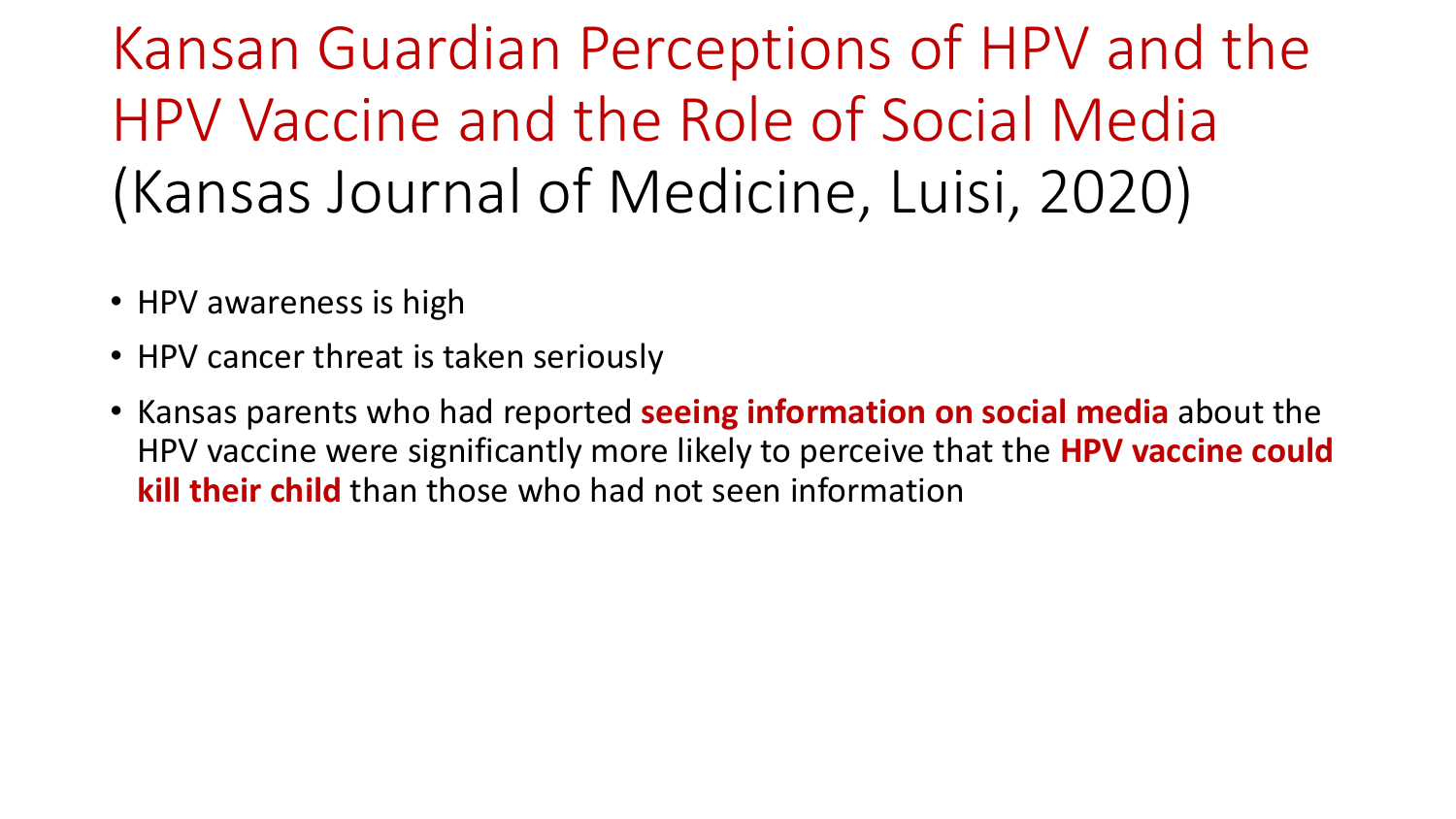# Kansan Guardian Perceptions of HPV and the HPV Vaccine and the Role of Social Media (Kansas Journal of Medicine, Luisi, 2020)

- HPV awareness is high
- HPV cancer threat is taken seriously
- Kansas parents who had reported **seeing information on social media** about the HPV vaccine were significantly more likely to perceive that the **HPV vaccine could kill their child** than those who had not seen information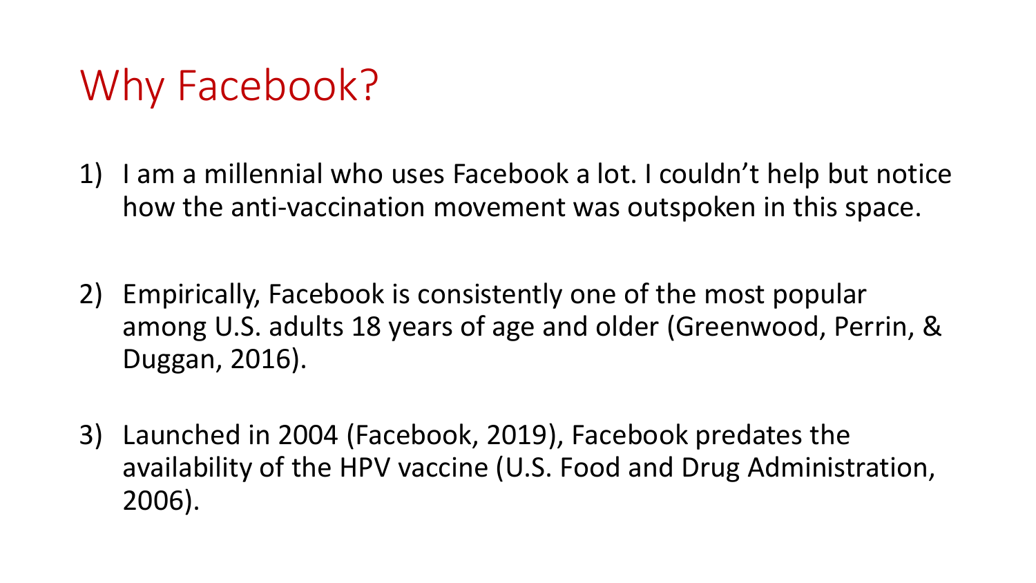# Why Facebook?

1) I am a millennial who uses Facebook a lot. I couldn't help but notice how the anti-vaccination movement was outspoken in this space.

2) Empirically, Facebook is consistently one of the most popular among U.S. adults 18 years of age and older (Greenwood, Perrin, & Duggan, 2016).

3) Launched in 2004 (Facebook, 2019), Facebook predates the availability of the HPV vaccine (U.S. Food and Drug Administration, 2006).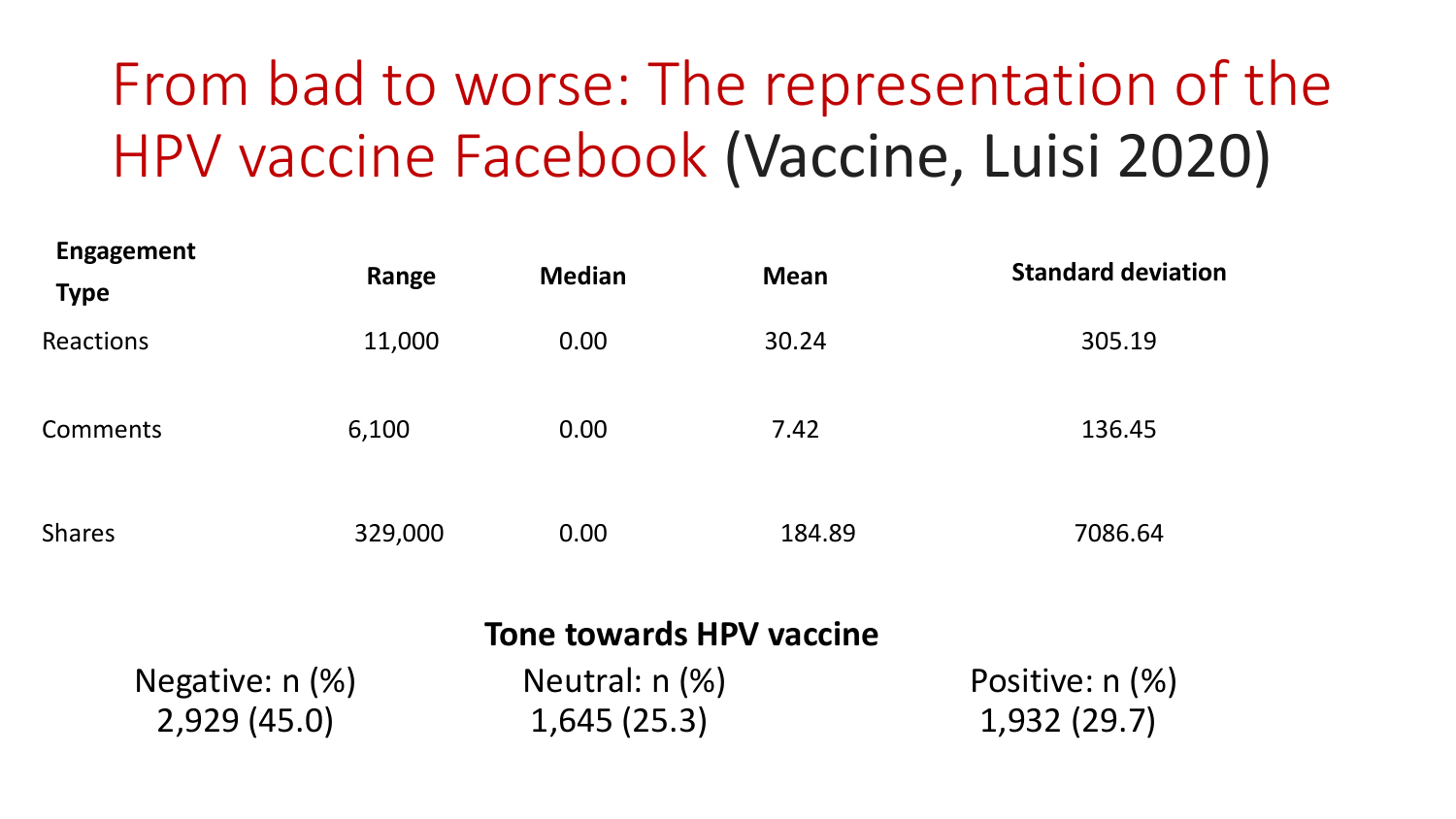# From bad to worse: The representation of the HPV vaccine Facebook (Vaccine, Luisi 2020)

| Engagement Type | Range | Median | Mean | Standard deviation |
| --- | --- | --- | --- | --- |
| Reactions | 11,000 | 0.00 | 30.24 | 305.19 |
| Comments | 6,100 | 0.00 | 7.42 | 136.45 |
| Shares | 329,000 | 0.00 | 184.89 | 7086.64 |

**Tone towards HPV vaccine**

| Negative: n (%) | Neutral: n (%) | Positive: n (%) |
| --- | --- | --- |
| 2,929 (45.0) | 1,645 (25.3) | 1,932 (29.7) |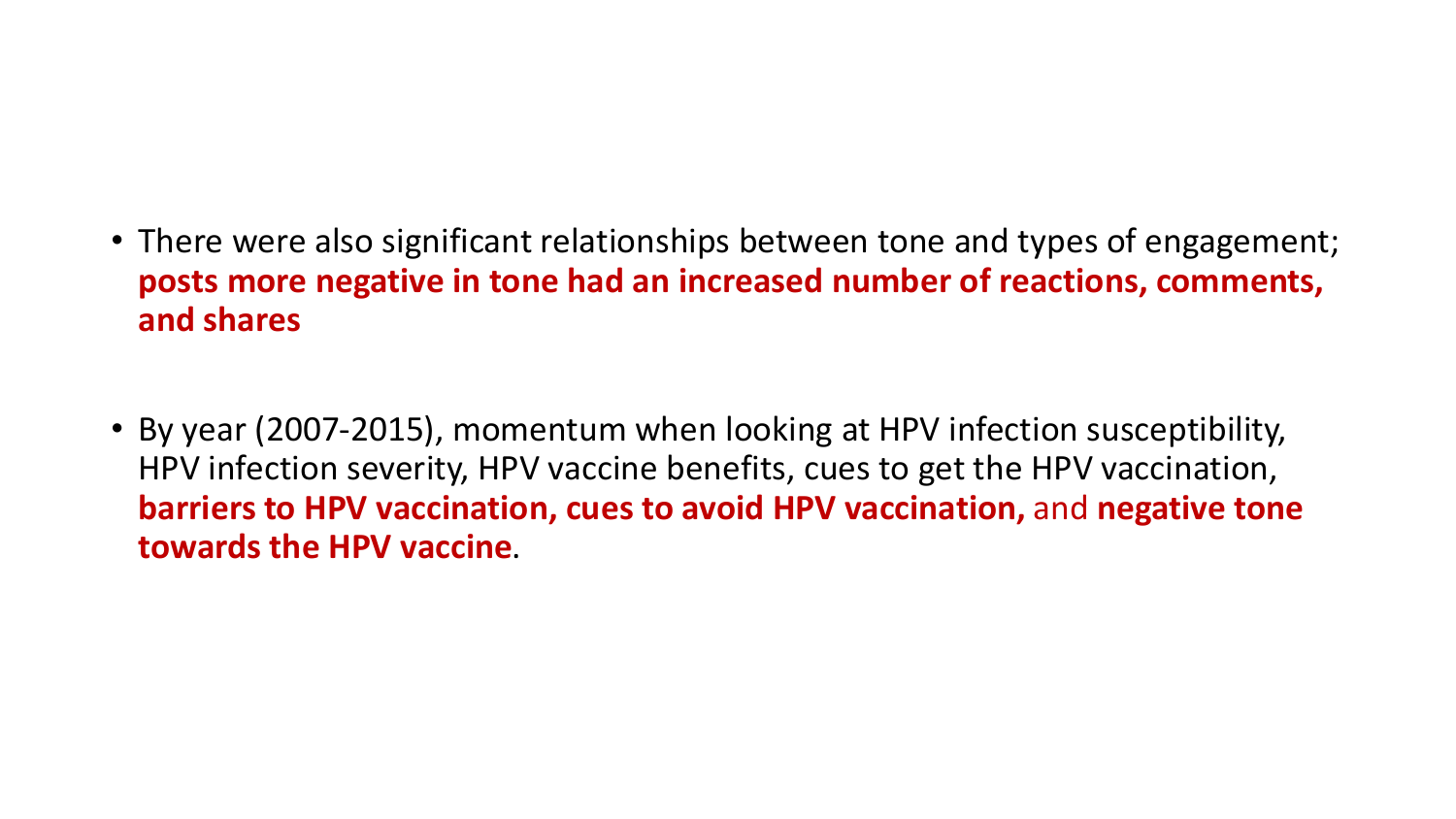- There were also significant relationships between tone and types of engagement; **posts more negative in tone had an increased number of reactions, comments, and shares**

- By year (2007-2015), momentum when looking at HPV infection susceptibility, HPV infection severity, HPV vaccine benefits, cues to get the HPV vaccination, **barriers to HPV vaccination, cues to avoid HPV vaccination,** and **negative tone towards the HPV vaccine**.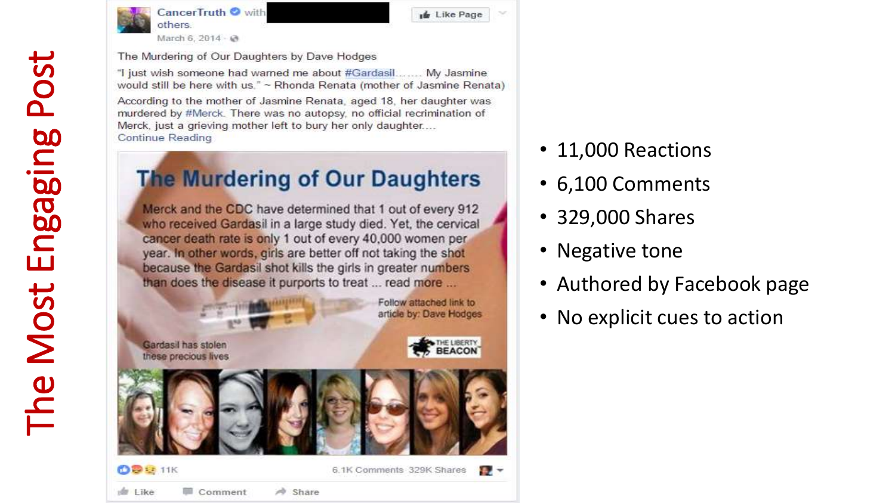# The Most Engaging Post

CancerTruth with [redacted] others.
March 6, 2014

Like Page

The Murdering of Our Daughters by Dave Hodges

"I just wish someone had warned me about #Gardasil....... My Jasmine would still be here with us." ~ Rhonda Renata (mother of Jasmine Renata)

According to the mother of Jasmine Renata, aged 18, her daughter was murdered by #Merck. There was no autopsy, no official recrimination of Merck, just a grieving mother left to bury her only daughter....
Continue Reading

**The Murdering of Our Daughters**

Merck and the CDC have determined that 1 out of every 912 who received Gardasil in a large study died. Yet, the cervical cancer death rate is only 1 out of every 40,000 women per year. In other words, girls are better off not taking the shot because the Gardasil shot kills the girls in greater numbers than does the disease it purports to treat ... read more ...

Follow attached link to article by: Dave Hodges

THE LIBERTY BEACON

Gardasil has stolen these precious lives

11K    6.1K Comments 329K Shares

Like    Comment    Share

- 11,000 Reactions
- 6,100 Comments
- 329,000 Shares
- Negative tone
- Authored by Facebook page
- No explicit cues to action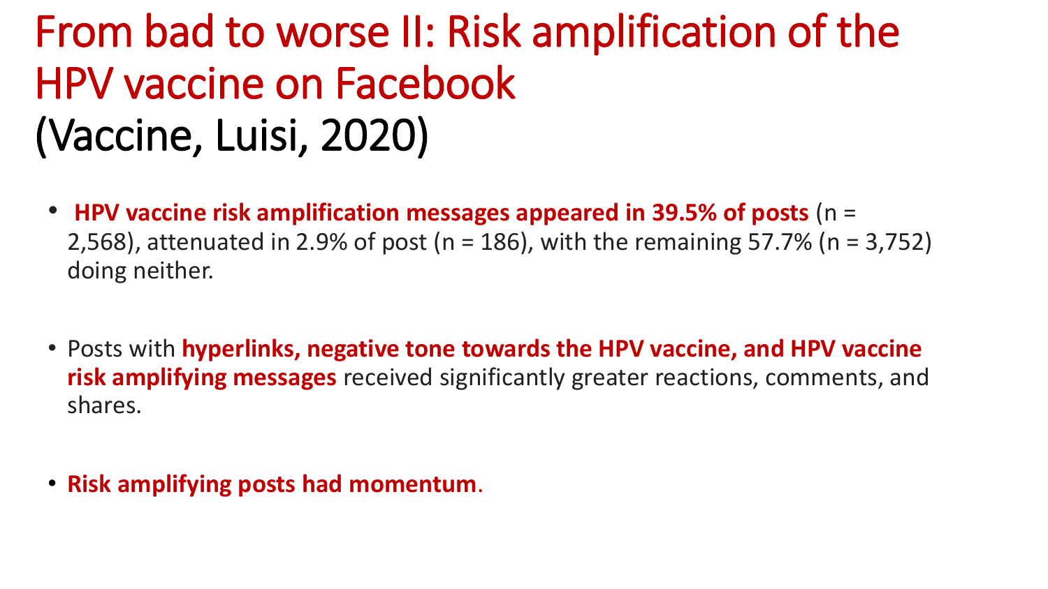# From bad to worse II: Risk amplification of the HPV vaccine on Facebook (Vaccine, Luisi, 2020)

- **HPV vaccine risk amplification messages appeared in 39.5% of posts** (n = 2,568), attenuated in 2.9% of post (n = 186), with the remaining 57.7% (n = 3,752) doing neither.

- Posts with **hyperlinks, negative tone towards the HPV vaccine, and HPV vaccine risk amplifying messages** received significantly greater reactions, comments, and shares.

- **Risk amplifying posts had momentum**.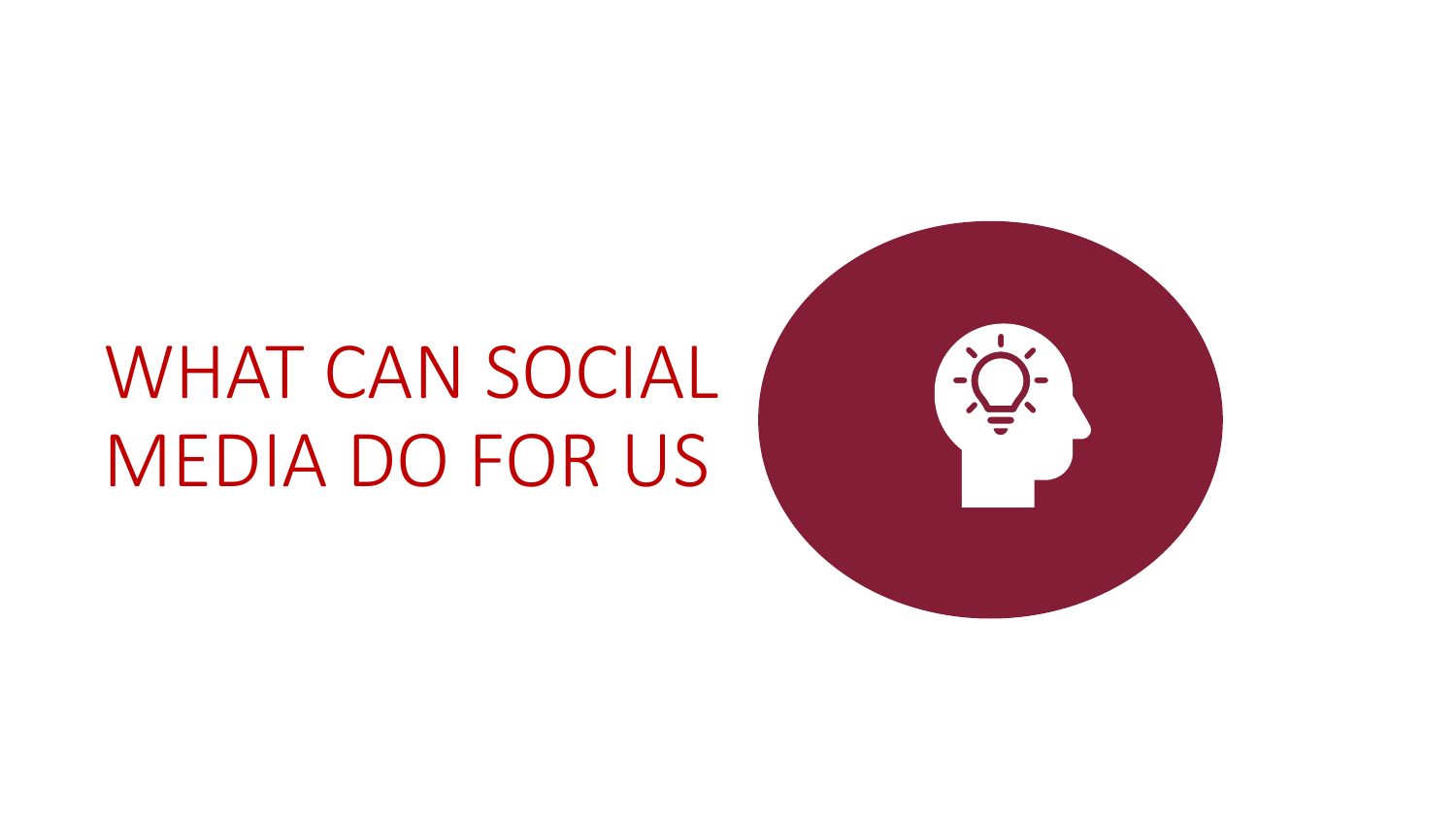# WHAT CAN SOCIAL MEDIA DO FOR US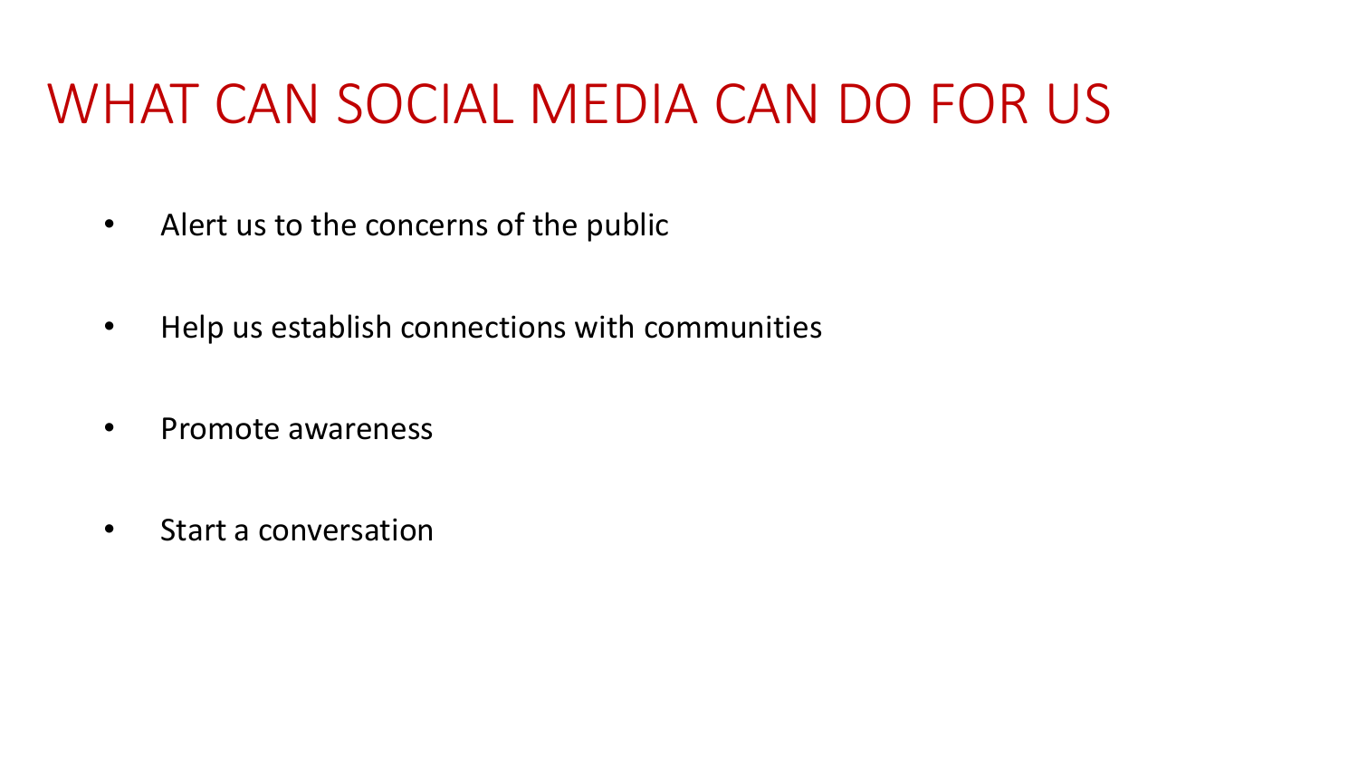# WHAT CAN SOCIAL MEDIA CAN DO FOR US

- Alert us to the concerns of the public
- Help us establish connections with communities
- Promote awareness
- Start a conversation